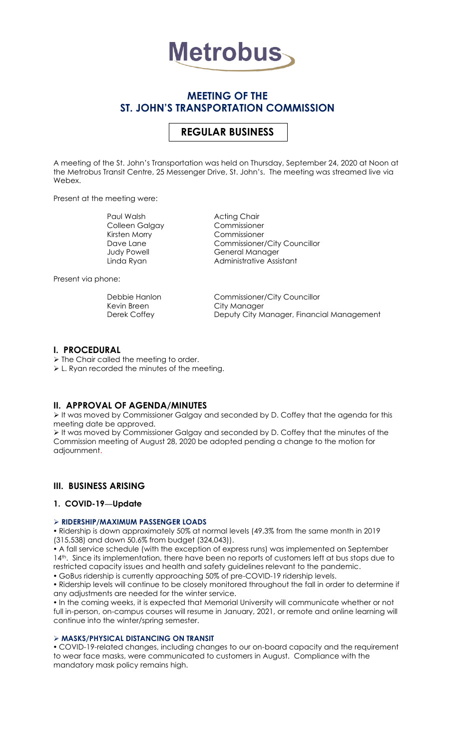# Metrobus

## MEETING OF THE ST. JOHN'S TRANSPORTATION COMMISSION

## REGULAR BUSINESS

A meeting of the St. John's Transportation was held on Thursday, September 24, 2020 at Noon at the Metrobus Transit Centre, 25 Messenger Drive, St. John's. The meeting was streamed live via Webex.

Present at the meeting were:

| | |
|---|---|
| Paul Walsh | Acting Chair |
| Colleen Galgay | Commissioner |
| Kirsten Morry | Commissioner |
| Dave Lane | Commissioner/City Councillor |
| Judy Powell | General Manager |
| Linda Ryan | Administrative Assistant |

Present via phone:

| | |
|---|---|
| Debbie Hanlon | Commissioner/City Councillor |
| Kevin Breen | City Manager |
| Derek Coffey | Deputy City Manager, Financial Management |

## I. PROCEDURAL

- The Chair called the meeting to order.
- L. Ryan recorded the minutes of the meeting.

## II. APPROVAL OF AGENDA/MINUTES

- It was moved by Commissioner Galgay and seconded by D. Coffey that the agenda for this meeting date be approved.
- It was moved by Commissioner Galgay and seconded by D. Coffey that the minutes of the Commission meeting of August 28, 2020 be adopted pending a change to the motion for adjournment.

## III. BUSINESS ARISING

### 1. COVID-19—Update

#### RIDERSHIP/MAXIMUM PASSENGER LOADS

- Ridership is down approximately 50% at normal levels (49.3% from the same month in 2019 (315,538) and down 50.6% from budget (324,043)).
- A fall service schedule (with the exception of express runs) was implemented on September 14th. Since its implementation, there have been no reports of customers left at bus stops due to restricted capacity issues and health and safety guidelines relevant to the pandemic.
- GoBus ridership is currently approaching 50% of pre-COVID-19 ridership levels.
- Ridership levels will continue to be closely monitored throughout the fall in order to determine if any adjustments are needed for the winter service.
- In the coming weeks, it is expected that Memorial University will communicate whether or not full in-person, on-campus courses will resume in January, 2021, or remote and online learning will continue into the winter/spring semester.

#### MASKS/PHYSICAL DISTANCING ON TRANSIT

- COVID-19-related changes, including changes to our on-board capacity and the requirement to wear face masks, were communicated to customers in August. Compliance with the mandatory mask policy remains high.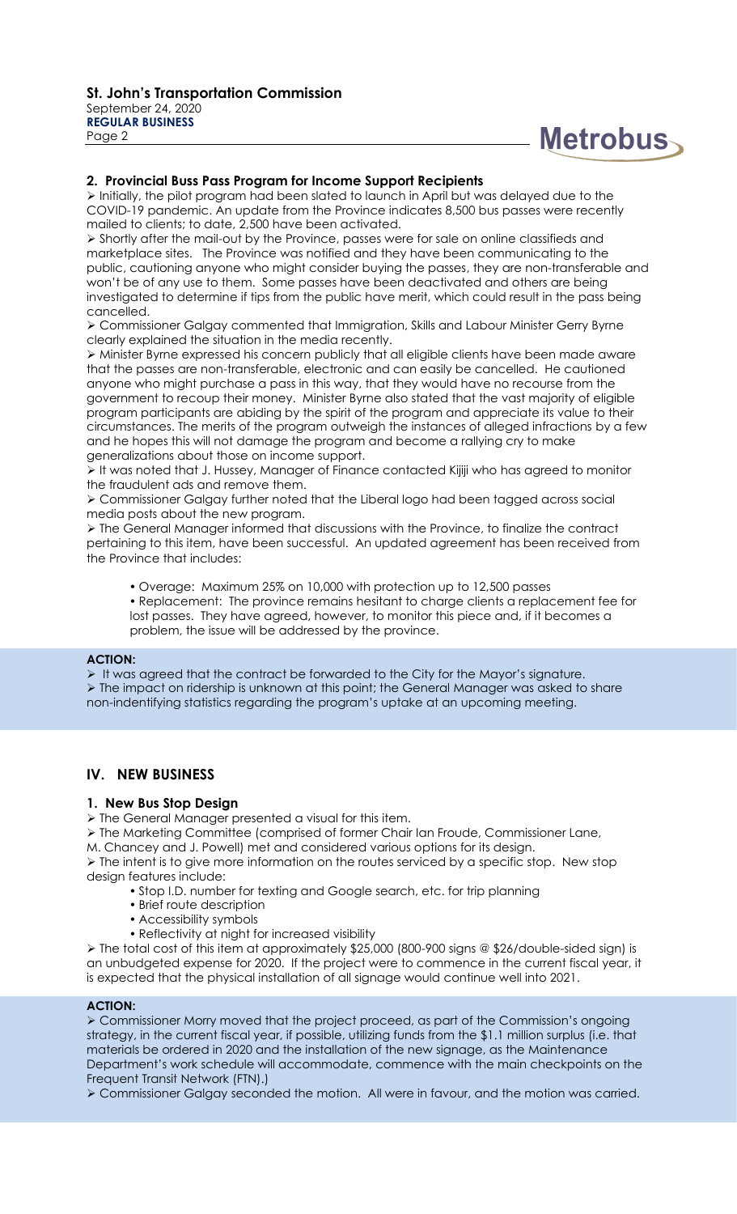## 2. Provincial Buss Pass Program for Income Support Recipients

- Initially, the pilot program had been slated to launch in April but was delayed due to the COVID-19 pandemic. An update from the Province indicates 8,500 bus passes were recently mailed to clients; to date, 2,500 have been activated.
- Shortly after the mail-out by the Province, passes were for sale on online classifieds and marketplace sites. The Province was notified and they have been communicating to the public, cautioning anyone who might consider buying the passes, they are non-transferable and won't be of any use to them. Some passes have been deactivated and others are being investigated to determine if tips from the public have merit, which could result in the pass being cancelled.
- Commissioner Galgay commented that Immigration, Skills and Labour Minister Gerry Byrne clearly explained the situation in the media recently.
- Minister Byrne expressed his concern publicly that all eligible clients have been made aware that the passes are non-transferable, electronic and can easily be cancelled. He cautioned anyone who might purchase a pass in this way, that they would have no recourse from the government to recoup their money. Minister Byrne also stated that the vast majority of eligible program participants are abiding by the spirit of the program and appreciate its value to their circumstances. The merits of the program outweigh the instances of alleged infractions by a few and he hopes this will not damage the program and become a rallying cry to make generalizations about those on income support.
- It was noted that J. Hussey, Manager of Finance contacted Kijiji who has agreed to monitor the fraudulent ads and remove them.
- Commissioner Galgay further noted that the Liberal logo had been tagged across social media posts about the new program.
- The General Manager informed that discussions with the Province, to finalize the contract pertaining to this item, have been successful. An updated agreement has been received from the Province that includes:
  - Overage: Maximum 25% on 10,000 with protection up to 12,500 passes
  - Replacement: The province remains hesitant to charge clients a replacement fee for lost passes. They have agreed, however, to monitor this piece and, if it becomes a problem, the issue will be addressed by the province.

**ACTION:**

- It was agreed that the contract be forwarded to the City for the Mayor's signature.
- The impact on ridership is unknown at this point; the General Manager was asked to share non-indentifying statistics regarding the program's uptake at an upcoming meeting.

# IV. NEW BUSINESS

## 1. New Bus Stop Design

- The General Manager presented a visual for this item.
- The Marketing Committee (comprised of former Chair Ian Froude, Commissioner Lane, M. Chancey and J. Powell) met and considered various options for its design.
- The intent is to give more information on the routes serviced by a specific stop. New stop design features include:
  - Stop I.D. number for texting and Google search, etc. for trip planning
  - Brief route description
  - Accessibility symbols
  - Reflectivity at night for increased visibility
- The total cost of this item at approximately $25,000 (800-900 signs @ $26/double-sided sign) is an unbudgeted expense for 2020. If the project were to commence in the current fiscal year, it is expected that the physical installation of all signage would continue well into 2021.

**ACTION:**

- Commissioner Morry moved that the project proceed, as part of the Commission's ongoing strategy, in the current fiscal year, if possible, utilizing funds from the $1.1 million surplus (i.e. that materials be ordered in 2020 and the installation of the new signage, as the Maintenance Department's work schedule will accommodate, commence with the main checkpoints on the Frequent Transit Network (FTN).)
- Commissioner Galgay seconded the motion. All were in favour, and the motion was carried.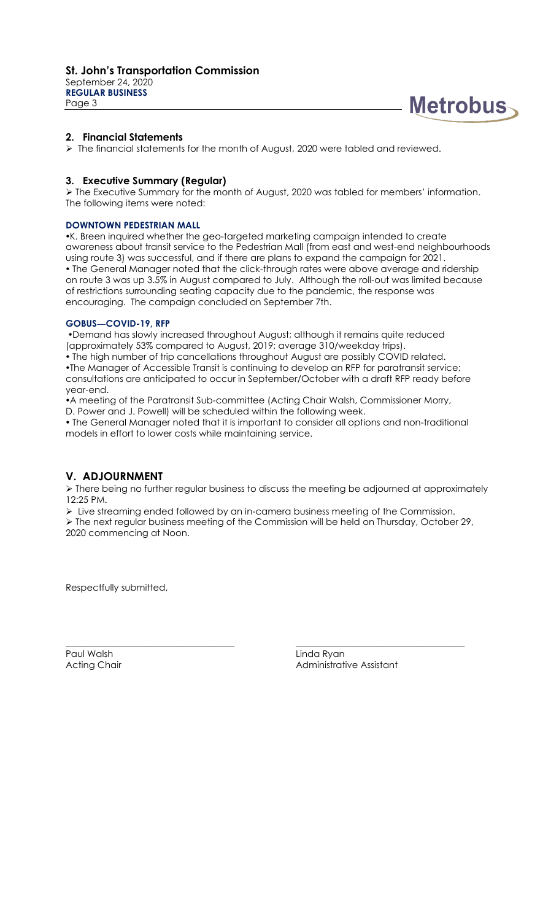## 2. Financial Statements

- The financial statements for the month of August, 2020 were tabled and reviewed.

## 3. Executive Summary (Regular)

- The Executive Summary for the month of August, 2020 was tabled for members' information. The following items were noted:

**DOWNTOWN PEDESTRIAN MALL**

- K. Breen inquired whether the geo-targeted marketing campaign intended to create awareness about transit service to the Pedestrian Mall (from east and west-end neighbourhoods using route 3) was successful, and if there are plans to expand the campaign for 2021.
- The General Manager noted that the click-through rates were above average and ridership on route 3 was up 3.5% in August compared to July. Although the roll-out was limited because of restrictions surrounding seating capacity due to the pandemic, the response was encouraging. The campaign concluded on September 7th.

**GOBUS—COVID-19, RFP**

- Demand has slowly increased throughout August; although it remains quite reduced (approximately 53% compared to August, 2019; average 310/weekday trips).
- The high number of trip cancellations throughout August are possibly COVID related.
- The Manager of Accessible Transit is continuing to develop an RFP for paratransit service; consultations are anticipated to occur in September/October with a draft RFP ready before year-end.
- A meeting of the Paratransit Sub-committee (Acting Chair Walsh, Commissioner Morry, D. Power and J. Powell) will be scheduled within the following week.
- The General Manager noted that it is important to consider all options and non-traditional models in effort to lower costs while maintaining service.

## V. ADJOURNMENT

- There being no further regular business to discuss the meeting be adjourned at approximately 12:25 PM.
- Live streaming ended followed by an in-camera business meeting of the Commission.
- The next regular business meeting of the Commission will be held on Thursday, October 29, 2020 commencing at Noon.

Respectfully submitted,

\_\_\_\_\_\_\_\_\_\_\_\_\_\_\_\_\_\_\_\_\_\_\_\_\_\_\_\_\_\_\_\_\_\_\_\_

Paul Walsh
Acting Chair

\_\_\_\_\_\_\_\_\_\_\_\_\_\_\_\_\_\_\_\_\_\_\_\_\_\_\_\_\_\_\_\_\_\_\_\_

Linda Ryan
Administrative Assistant